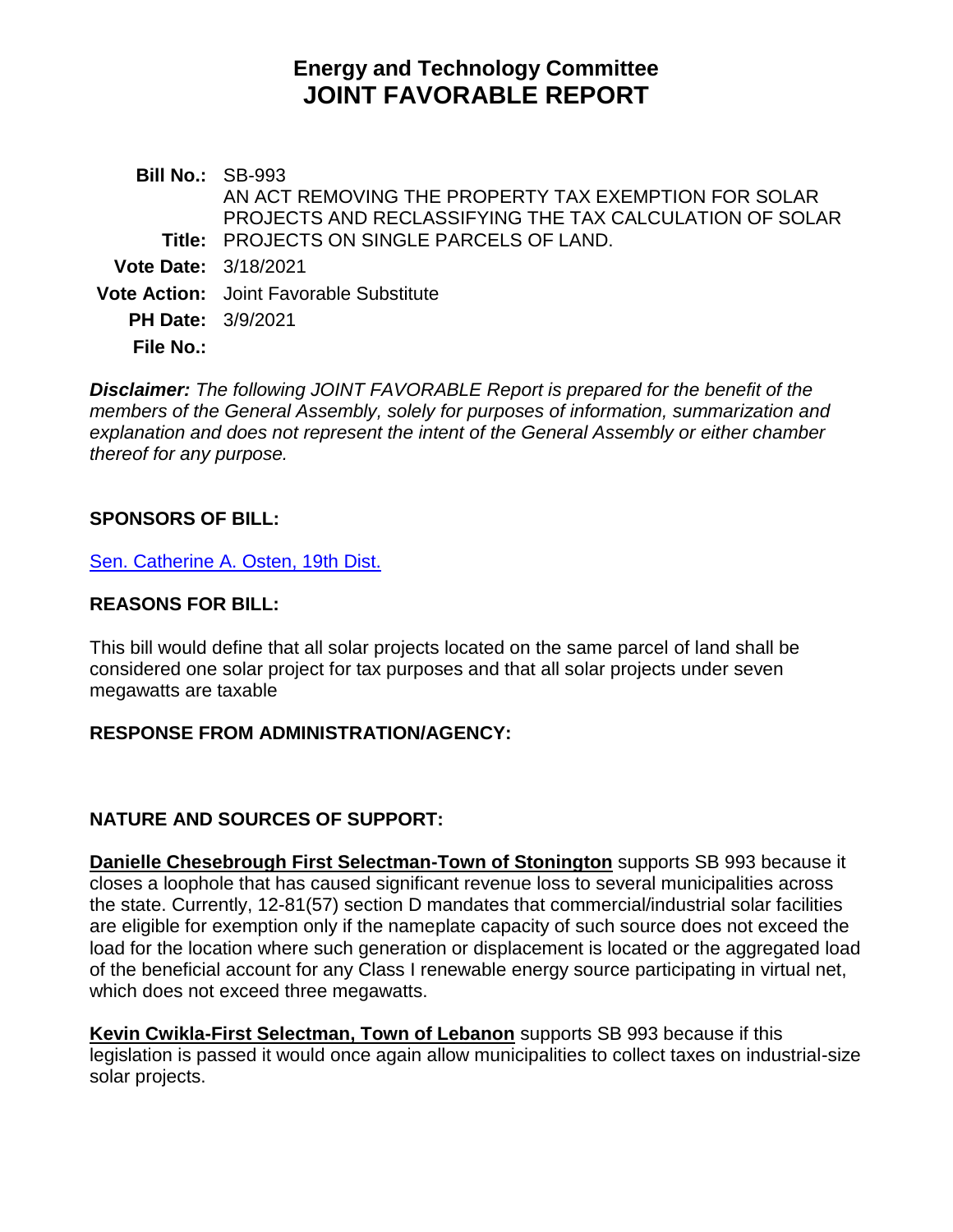# Energy and Technology Committee
# JOINT FAVORABLE REPORT

| | |
|---|---|
| **Bill No.:** | SB-993 |
| **Title:** | AN ACT REMOVING THE PROPERTY TAX EXEMPTION FOR SOLAR PROJECTS AND RECLASSIFYING THE TAX CALCULATION OF SOLAR PROJECTS ON SINGLE PARCELS OF LAND. |
| **Vote Date:** | 3/18/2021 |
| **Vote Action:** | Joint Favorable Substitute |
| **PH Date:** | 3/9/2021 |
| **File No.:** | |

***Disclaimer:*** *The following JOINT FAVORABLE Report is prepared for the benefit of the members of the General Assembly, solely for purposes of information, summarization and explanation and does not represent the intent of the General Assembly or either chamber thereof for any purpose.*

## SPONSORS OF BILL:

Sen. Catherine A. Osten, 19th Dist.

## REASONS FOR BILL:

This bill would define that all solar projects located on the same parcel of land shall be considered one solar project for tax purposes and that all solar projects under seven megawatts are taxable

## RESPONSE FROM ADMINISTRATION/AGENCY:

## NATURE AND SOURCES OF SUPPORT:

**Danielle Chesebrough First Selectman-Town of Stonington** supports SB 993 because it closes a loophole that has caused significant revenue loss to several municipalities across the state. Currently, 12-81(57) section D mandates that commercial/industrial solar facilities are eligible for exemption only if the nameplate capacity of such source does not exceed the load for the location where such generation or displacement is located or the aggregated load of the beneficial account for any Class I renewable energy source participating in virtual net, which does not exceed three megawatts.

**Kevin Cwikla-First Selectman, Town of Lebanon** supports SB 993 because if this legislation is passed it would once again allow municipalities to collect taxes on industrial-size solar projects.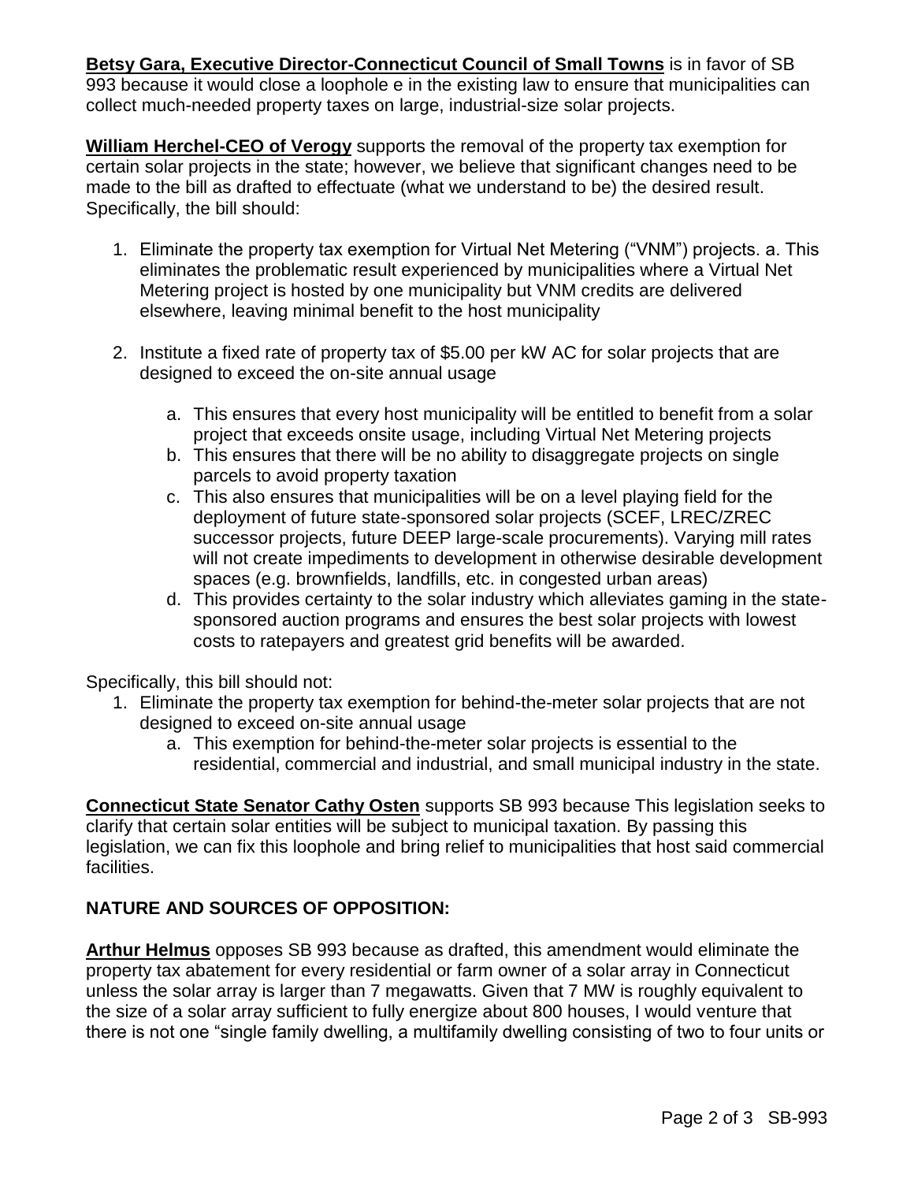**Betsy Gara, Executive Director-Connecticut Council of Small Towns** is in favor of SB 993 because it would close a loophole e in the existing law to ensure that municipalities can collect much-needed property taxes on large, industrial-size solar projects.

**William Herchel-CEO of Verogy** supports the removal of the property tax exemption for certain solar projects in the state; however, we believe that significant changes need to be made to the bill as drafted to effectuate (what we understand to be) the desired result. Specifically, the bill should:

1. Eliminate the property tax exemption for Virtual Net Metering ("VNM") projects. a. This eliminates the problematic result experienced by municipalities where a Virtual Net Metering project is hosted by one municipality but VNM credits are delivered elsewhere, leaving minimal benefit to the host municipality

2. Institute a fixed rate of property tax of $5.00 per kW AC for solar projects that are designed to exceed the on-site annual usage

    a. This ensures that every host municipality will be entitled to benefit from a solar project that exceeds onsite usage, including Virtual Net Metering projects
    b. This ensures that there will be no ability to disaggregate projects on single parcels to avoid property taxation
    c. This also ensures that municipalities will be on a level playing field for the deployment of future state-sponsored solar projects (SCEF, LREC/ZREC successor projects, future DEEP large-scale procurements). Varying mill rates will not create impediments to development in otherwise desirable development spaces (e.g. brownfields, landfills, etc. in congested urban areas)
    d. This provides certainty to the solar industry which alleviates gaming in the state-sponsored auction programs and ensures the best solar projects with lowest costs to ratepayers and greatest grid benefits will be awarded.

Specifically, this bill should not:

1. Eliminate the property tax exemption for behind-the-meter solar projects that are not designed to exceed on-site annual usage
    a. This exemption for behind-the-meter solar projects is essential to the residential, commercial and industrial, and small municipal industry in the state.

**Connecticut State Senator Cathy Osten** supports SB 993 because This legislation seeks to clarify that certain solar entities will be subject to municipal taxation. By passing this legislation, we can fix this loophole and bring relief to municipalities that host said commercial facilities.

## NATURE AND SOURCES OF OPPOSITION:

**Arthur Helmus** opposes SB 993 because as drafted, this amendment would eliminate the property tax abatement for every residential or farm owner of a solar array in Connecticut unless the solar array is larger than 7 megawatts. Given that 7 MW is roughly equivalent to the size of a solar array sufficient to fully energize about 800 houses, I would venture that there is not one "single family dwelling, a multifamily dwelling consisting of two to four units or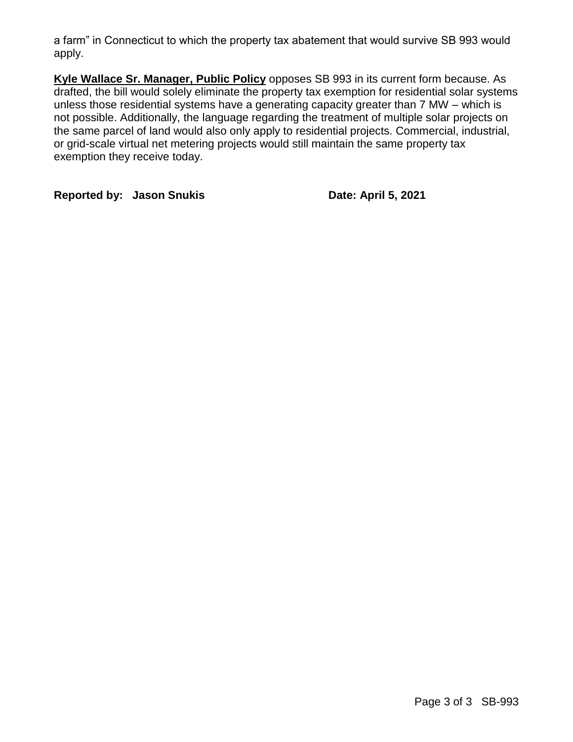a farm" in Connecticut to which the property tax abatement that would survive SB 993 would apply.

**Kyle Wallace Sr. Manager, Public Policy** opposes SB 993 in its current form because. As drafted, the bill would solely eliminate the property tax exemption for residential solar systems unless those residential systems have a generating capacity greater than 7 MW – which is not possible. Additionally, the language regarding the treatment of multiple solar projects on the same parcel of land would also only apply to residential projects. Commercial, industrial, or grid-scale virtual net metering projects would still maintain the same property tax exemption they receive today.

**Reported by: Jason Snukis** **Date: April 5, 2021**